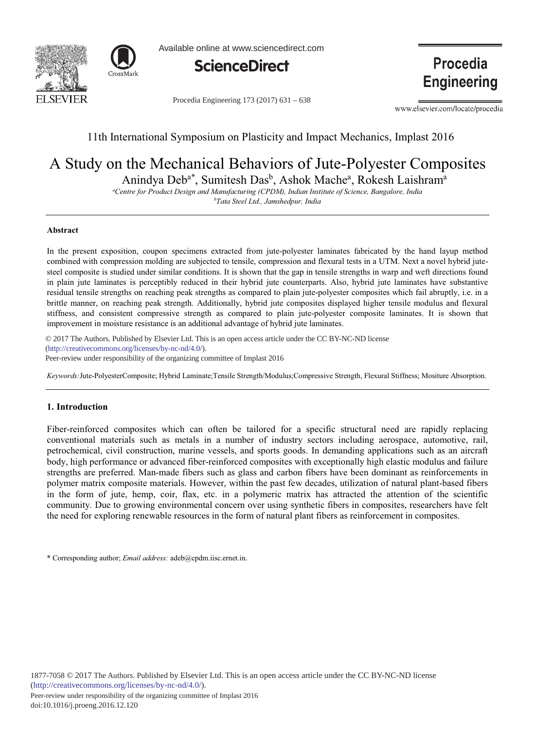11th International Symposium on Plasticity and Impact Mechanics, Implast 2016

# A Study on the Mechanical Behaviors of Jute-Polyester Composites

Anindya Deb[a*], Sumitesh Das[b], Ashok Mache[a], Rokesh Laishram[a]

[a]*Centre for Product Design and Manufacturing (CPDM), Indian Institute of Science, Bangalore, India*
[b]*Tata Steel Ltd., Jamshedpur, India*

---

**Abstract**

In the present exposition, coupon specimens extracted from jute-polyester laminates fabricated by the hand layup method combined with compression molding are subjected to tensile, compression and flexural tests in a UTM. Next a novel hybrid jute-steel composite is studied under similar conditions. It is shown that the gap in tensile strengths in warp and weft directions found in plain jute laminates is perceptibly reduced in their hybrid jute counterparts. Also, hybrid jute laminates have substantive residual tensile strengths on reaching peak strengths as compared to plain jute-polyester composites which fail abruptly, i.e. in a brittle manner, on reaching peak strength. Additionally, hybrid jute composites displayed higher tensile modulus and flexural stiffness, and consistent compressive strength as compared to plain jute-polyester composite laminates. It is shown that improvement in moisture resistance is an additional advantage of hybrid jute laminates.

© 2017 The Authors. Published by Elsevier Ltd. This is an open access article under the CC BY-NC-ND license (http://creativecommons.org/licenses/by-nc-nd/4.0/).
Peer-review under responsibility of the organizing committee of Implast 2016

*Keywords:* Jute-PolyesterComposite; Hybrid Laminate;Tensile Strength/Modulus;Compressive Strength, Flexural Stiffness; Mositure Absorption.

---

## 1. Introduction

Fiber-reinforced composites which can often be tailored for a specific structural need are rapidly replacing conventional materials such as metals in a number of industry sectors including aerospace, automotive, rail, petrochemical, civil construction, marine vessels, and sports goods. In demanding applications such as an aircraft body, high performance or advanced fiber-reinforced composites with exceptionally high elastic modulus and failure strengths are preferred. Man-made fibers such as glass and carbon fibers have been dominant as reinforcements in polymer matrix composite materials. However, within the past few decades, utilization of natural plant-based fibers in the form of jute, hemp, coir, flax, etc. in a polymeric matrix has attracted the attention of the scientific community. Due to growing environmental concern over using synthetic fibers in composites, researchers have felt the need for exploring renewable resources in the form of natural plant fibers as reinforcement in composites.

\* Corresponding author; *Email address:* adeb@cpdm.iisc.ernet.in.

1877-7058 © 2017 The Authors. Published by Elsevier Ltd. This is an open access article under the CC BY-NC-ND license (http://creativecommons.org/licenses/by-nc-nd/4.0/).
Peer-review under responsibility of the organizing committee of Implast 2016
doi:10.1016/j.proeng.2016.12.120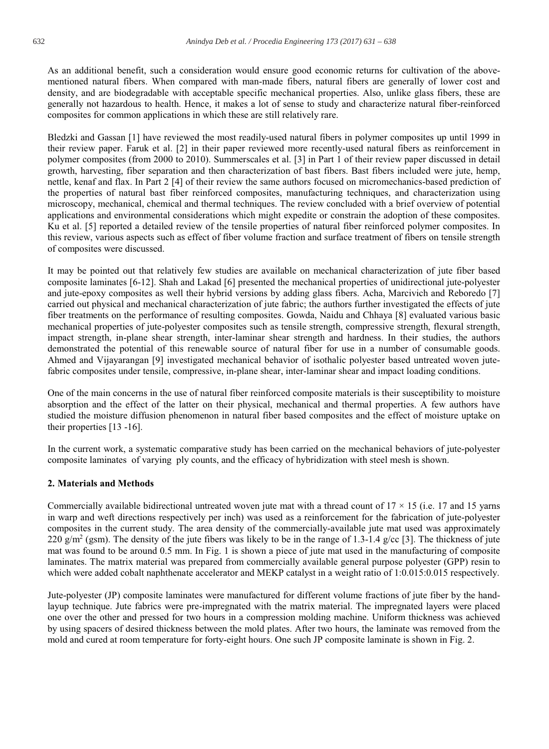As an additional benefit, such a consideration would ensure good economic returns for cultivation of the above-mentioned natural fibers. When compared with man-made fibers, natural fibers are generally of lower cost and density, and are biodegradable with acceptable specific mechanical properties. Also, unlike glass fibers, these are generally not hazardous to health. Hence, it makes a lot of sense to study and characterize natural fiber-reinforced composites for common applications in which these are still relatively rare.

Bledzki and Gassan [1] have reviewed the most readily-used natural fibers in polymer composites up until 1999 in their review paper. Faruk et al. [2] in their paper reviewed more recently-used natural fibers as reinforcement in polymer composites (from 2000 to 2010). Summerscales et al. [3] in Part 1 of their review paper discussed in detail growth, harvesting, fiber separation and then characterization of bast fibers. Bast fibers included were jute, hemp, nettle, kenaf and flax. In Part 2 [4] of their review the same authors focused on micromechanics-based prediction of the properties of natural bast fiber reinforced composites, manufacturing techniques, and characterization using microscopy, mechanical, chemical and thermal techniques. The review concluded with a brief overview of potential applications and environmental considerations which might expedite or constrain the adoption of these composites. Ku et al. [5] reported a detailed review of the tensile properties of natural fiber reinforced polymer composites. In this review, various aspects such as effect of fiber volume fraction and surface treatment of fibers on tensile strength of composites were discussed.

It may be pointed out that relatively few studies are available on mechanical characterization of jute fiber based composite laminates [6-12]. Shah and Lakad [6] presented the mechanical properties of unidirectional jute-polyester and jute-epoxy composites as well their hybrid versions by adding glass fibers. Acha, Marcivich and Reboredo [7] carried out physical and mechanical characterization of jute fabric; the authors further investigated the effects of jute fiber treatments on the performance of resulting composites. Gowda, Naidu and Chhaya [8] evaluated various basic mechanical properties of jute-polyester composites such as tensile strength, compressive strength, flexural strength, impact strength, in-plane shear strength, inter-laminar shear strength and hardness. In their studies, the authors demonstrated the potential of this renewable source of natural fiber for use in a number of consumable goods. Ahmed and Vijayarangan [9] investigated mechanical behavior of isothalic polyester based untreated woven jute-fabric composites under tensile, compressive, in-plane shear, inter-laminar shear and impact loading conditions.

One of the main concerns in the use of natural fiber reinforced composite materials is their susceptibility to moisture absorption and the effect of the latter on their physical, mechanical and thermal properties. A few authors have studied the moisture diffusion phenomenon in natural fiber based composites and the effect of moisture uptake on their properties [13 -16].

In the current work, a systematic comparative study has been carried on the mechanical behaviors of jute-polyester composite laminates of varying ply counts, and the efficacy of hybridization with steel mesh is shown.

## 2. Materials and Methods

Commercially available bidirectional untreated woven jute mat with a thread count of $17 \times 15$ (i.e. 17 and 15 yarns in warp and weft directions respectively per inch) was used as a reinforcement for the fabrication of jute-polyester composites in the current study. The area density of the commercially-available jute mat used was approximately 220 $g/m^2$ (gsm). The density of the jute fibers was likely to be in the range of 1.3-1.4 g/cc [3]. The thickness of jute mat was found to be around 0.5 mm. In Fig. 1 is shown a piece of jute mat used in the manufacturing of composite laminates. The matrix material was prepared from commercially available general purpose polyester (GPP) resin to which were added cobalt naphthenate accelerator and MEKP catalyst in a weight ratio of 1:0.015:0.015 respectively.

Jute-polyester (JP) composite laminates were manufactured for different volume fractions of jute fiber by the hand-layup technique. Jute fabrics were pre-impregnated with the matrix material. The impregnated layers were placed one over the other and pressed for two hours in a compression molding machine. Uniform thickness was achieved by using spacers of desired thickness between the mold plates. After two hours, the laminate was removed from the mold and cured at room temperature for forty-eight hours. One such JP composite laminate is shown in Fig. 2.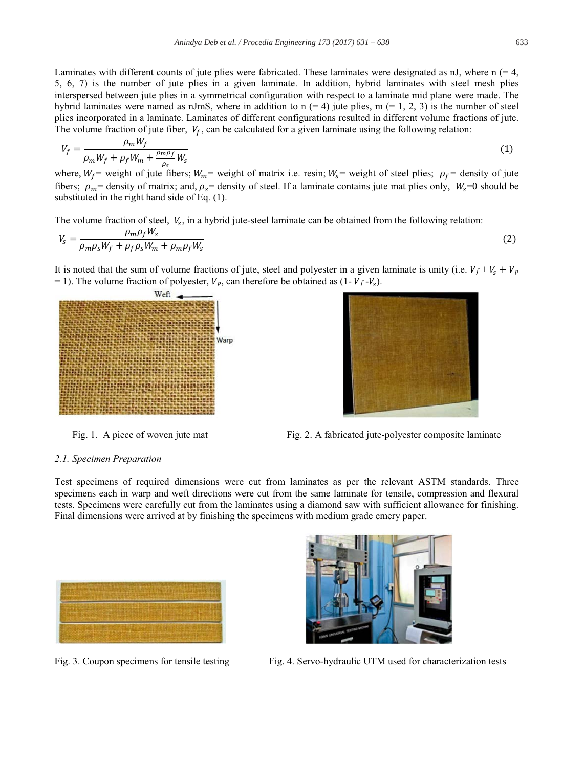Laminates with different counts of jute plies were fabricated. These laminates were designated as nJ, where n (= 4, 5, 6, 7) is the number of jute plies in a given laminate. In addition, hybrid laminates with steel mesh plies interspersed between jute plies in a symmetrical configuration with respect to a laminate mid plane were made. The hybrid laminates were named as nJmS, where in addition to n (= 4) jute plies, m (= 1, 2, 3) is the number of steel plies incorporated in a laminate. Laminates of different configurations resulted in different volume fractions of jute. The volume fraction of jute fiber, $V_f$, can be calculated for a given laminate using the following relation:

$$V_f = \frac{\rho_m W_f}{\rho_m W_f + \rho_f W_m + \frac{\rho_m \rho_f}{\rho_s} W_s} \tag{1}$$

where, $W_f$= weight of jute fibers; $W_m$= weight of matrix i.e. resin; $W_s$= weight of steel plies; $\rho_f$ = density of jute fibers; $\rho_m$= density of matrix; and, $\rho_s$= density of steel. If a laminate contains jute mat plies only, $W_s$=0 should be substituted in the right hand side of Eq. (1).

The volume fraction of steel, $V_s$, in a hybrid jute-steel laminate can be obtained from the following relation:

$$V_s = \frac{\rho_m \rho_f W_s}{\rho_m \rho_s W_f + \rho_f \rho_s W_m + \rho_m \rho_f W_s} \tag{2}$$

It is noted that the sum of volume fractions of jute, steel and polyester in a given laminate is unity (i.e. $V_f + V_s + V_p$ = 1). The volume fraction of polyester, $V_p$, can therefore be obtained as (1- $V_f$ -$V_s$).

Fig. 1. A piece of woven jute mat

Fig. 2. A fabricated jute-polyester composite laminate

### *2.1. Specimen Preparation*

Test specimens of required dimensions were cut from laminates as per the relevant ASTM standards. Three specimens each in warp and weft directions were cut from the same laminate for tensile, compression and flexural tests. Specimens were carefully cut from the laminates using a diamond saw with sufficient allowance for finishing. Final dimensions were arrived at by finishing the specimens with medium grade emery paper.

Fig. 3. Coupon specimens for tensile testing

Fig. 4. Servo-hydraulic UTM used for characterization tests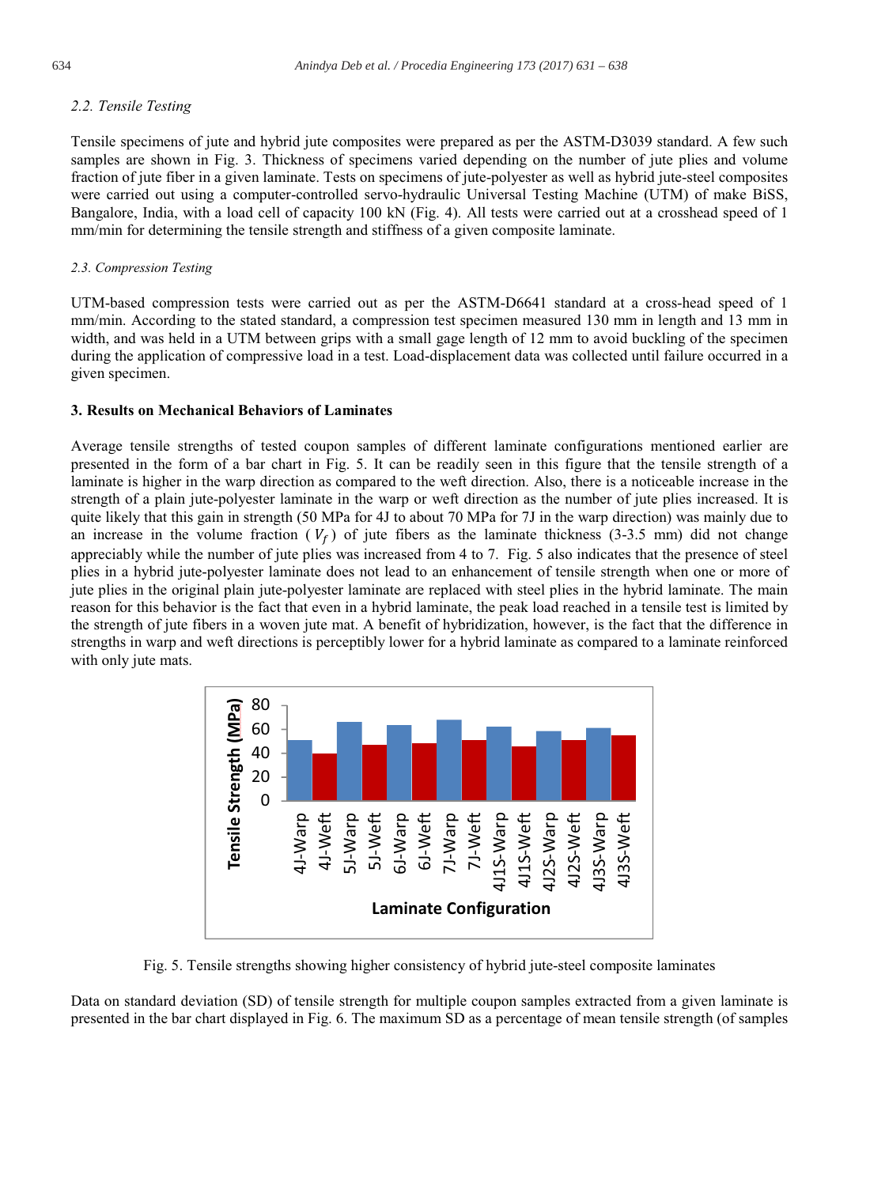### 2.2. Tensile Testing

Tensile specimens of jute and hybrid jute composites were prepared as per the ASTM-D3039 standard. A few such samples are shown in Fig. 3. Thickness of specimens varied depending on the number of jute plies and volume fraction of jute fiber in a given laminate. Tests on specimens of jute-polyester as well as hybrid jute-steel composites were carried out using a computer-controlled servo-hydraulic Universal Testing Machine (UTM) of make BiSS, Bangalore, India, with a load cell of capacity 100 kN (Fig. 4). All tests were carried out at a crosshead speed of 1 mm/min for determining the tensile strength and stiffness of a given composite laminate.

### 2.3. Compression Testing

UTM-based compression tests were carried out as per the ASTM-D6641 standard at a cross-head speed of 1 mm/min. According to the stated standard, a compression test specimen measured 130 mm in length and 13 mm in width, and was held in a UTM between grips with a small gage length of 12 mm to avoid buckling of the specimen during the application of compressive load in a test. Load-displacement data was collected until failure occurred in a given specimen.

## 3. Results on Mechanical Behaviors of Laminates

Average tensile strengths of tested coupon samples of different laminate configurations mentioned earlier are presented in the form of a bar chart in Fig. 5. It can be readily seen in this figure that the tensile strength of a laminate is higher in the warp direction as compared to the weft direction. Also, there is a noticeable increase in the strength of a plain jute-polyester laminate in the warp or weft direction as the number of jute plies increased. It is quite likely that this gain in strength (50 MPa for 4J to about 70 MPa for 7J in the warp direction) was mainly due to an increase in the volume fraction ( $V_f$ ) of jute fibers as the laminate thickness (3-3.5 mm) did not change appreciably while the number of jute plies was increased from 4 to 7. Fig. 5 also indicates that the presence of steel plies in a hybrid jute-polyester laminate does not lead to an enhancement of tensile strength when one or more of jute plies in the original plain jute-polyester laminate are replaced with steel plies in the hybrid laminate. The main reason for this behavior is the fact that even in a hybrid laminate, the peak load reached in a tensile test is limited by the strength of jute fibers in a woven jute mat. A benefit of hybridization, however, is the fact that the difference in strengths in warp and weft directions is perceptibly lower for a hybrid laminate as compared to a laminate reinforced with only jute mats.

Fig. 5. Tensile strengths showing higher consistency of hybrid jute-steel composite laminates

Data on standard deviation (SD) of tensile strength for multiple coupon samples extracted from a given laminate is presented in the bar chart displayed in Fig. 6. The maximum SD as a percentage of mean tensile strength (of samples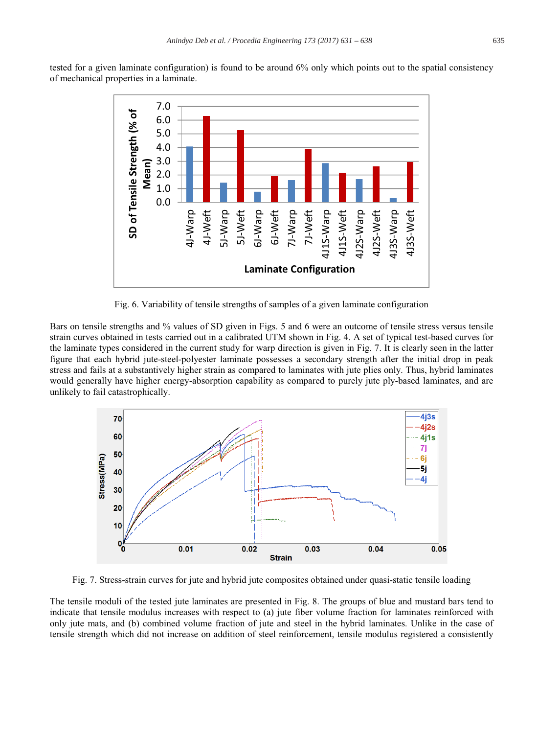tested for a given laminate configuration) is found to be around 6% only which points out to the spatial consistency of mechanical properties in a laminate.

Fig. 6. Variability of tensile strengths of samples of a given laminate configuration

Bars on tensile strengths and % values of SD given in Figs. 5 and 6 were an outcome of tensile stress versus tensile strain curves obtained in tests carried out in a calibrated UTM shown in Fig. 4. A set of typical test-based curves for the laminate types considered in the current study for warp direction is given in Fig. 7. It is clearly seen in the latter figure that each hybrid jute-steel-polyester laminate possesses a secondary strength after the initial drop in peak stress and fails at a substantively higher strain as compared to laminates with jute plies only. Thus, hybrid laminates would generally have higher energy-absorption capability as compared to purely jute ply-based laminates, and are unlikely to fail catastrophically.

Fig. 7. Stress-strain curves for jute and hybrid jute composites obtained under quasi-static tensile loading

The tensile moduli of the tested jute laminates are presented in Fig. 8. The groups of blue and mustard bars tend to indicate that tensile modulus increases with respect to (a) jute fiber volume fraction for laminates reinforced with only jute mats, and (b) combined volume fraction of jute and steel in the hybrid laminates. Unlike in the case of tensile strength which did not increase on addition of steel reinforcement, tensile modulus registered a consistently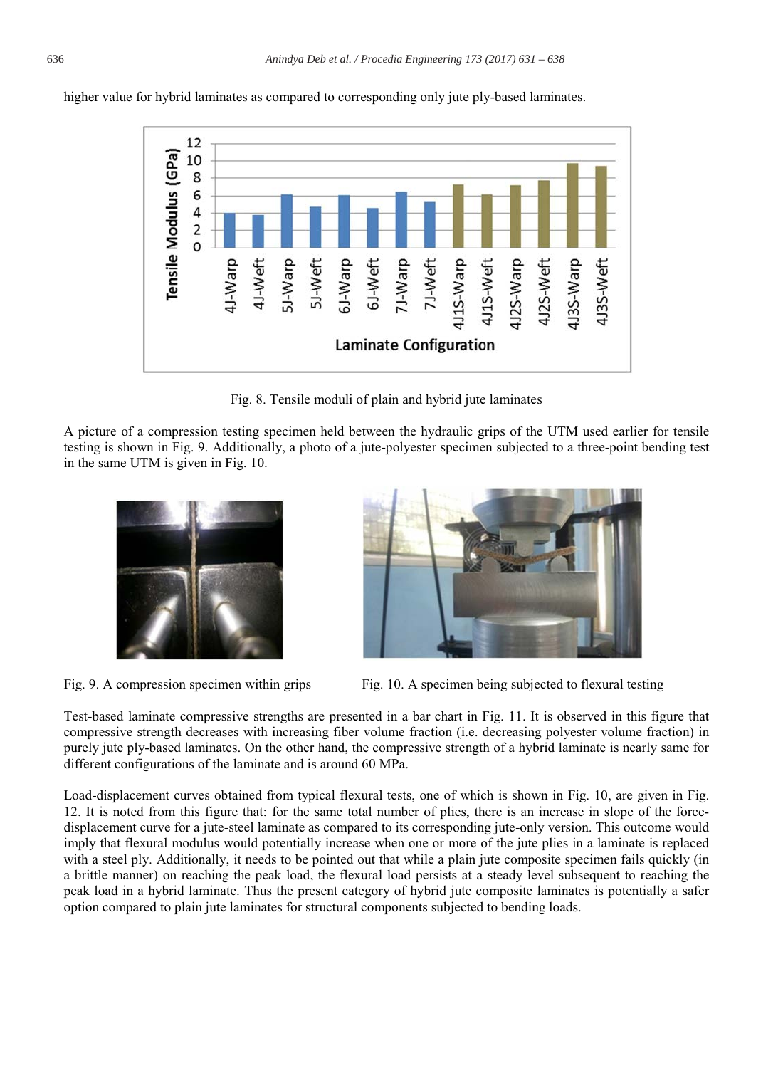higher value for hybrid laminates as compared to corresponding only jute ply-based laminates.

Fig. 8. Tensile moduli of plain and hybrid jute laminates

A picture of a compression testing specimen held between the hydraulic grips of the UTM used earlier for tensile testing is shown in Fig. 9. Additionally, a photo of a jute-polyester specimen subjected to a three-point bending test in the same UTM is given in Fig. 10.

Fig. 9. A compression specimen within grips

Fig. 10. A specimen being subjected to flexural testing

Test-based laminate compressive strengths are presented in a bar chart in Fig. 11. It is observed in this figure that compressive strength decreases with increasing fiber volume fraction (i.e. decreasing polyester volume fraction) in purely jute ply-based laminates. On the other hand, the compressive strength of a hybrid laminate is nearly same for different configurations of the laminate and is around 60 MPa.

Load-displacement curves obtained from typical flexural tests, one of which is shown in Fig. 10, are given in Fig. 12. It is noted from this figure that: for the same total number of plies, there is an increase in slope of the force-displacement curve for a jute-steel laminate as compared to its corresponding jute-only version. This outcome would imply that flexural modulus would potentially increase when one or more of the jute plies in a laminate is replaced with a steel ply. Additionally, it needs to be pointed out that while a plain jute composite specimen fails quickly (in a brittle manner) on reaching the peak load, the flexural load persists at a steady level subsequent to reaching the peak load in a hybrid laminate. Thus the present category of hybrid jute composite laminates is potentially a safer option compared to plain jute laminates for structural components subjected to bending loads.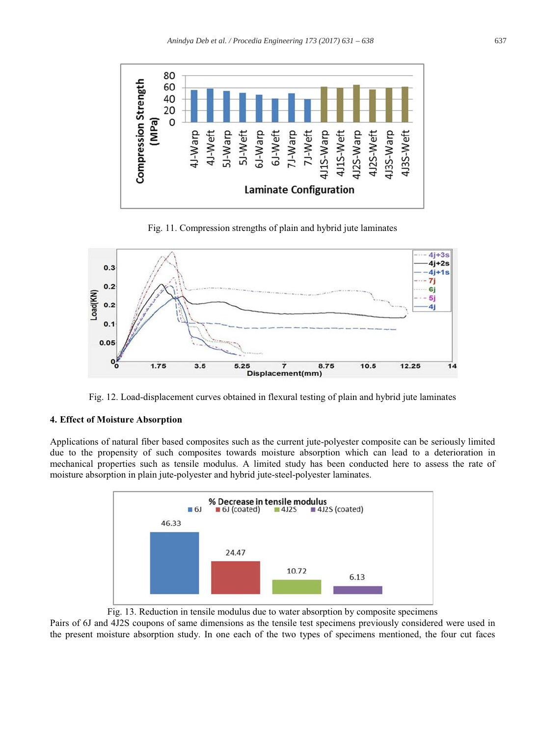Fig. 11. Compression strengths of plain and hybrid jute laminates

Fig. 12. Load-displacement curves obtained in flexural testing of plain and hybrid jute laminates

## 4. Effect of Moisture Absorption

Applications of natural fiber based composites such as the current jute-polyester composite can be seriously limited due to the propensity of such composites towards moisture absorption which can lead to a deterioration in mechanical properties such as tensile modulus. A limited study has been conducted here to assess the rate of moisture absorption in plain jute-polyester and hybrid jute-steel-polyester laminates.

Fig. 13. Reduction in tensile modulus due to water absorption by composite specimens

Pairs of 6J and 4J2S coupons of same dimensions as the tensile test specimens previously considered were used in the present moisture absorption study. In one each of the two types of specimens mentioned, the four cut faces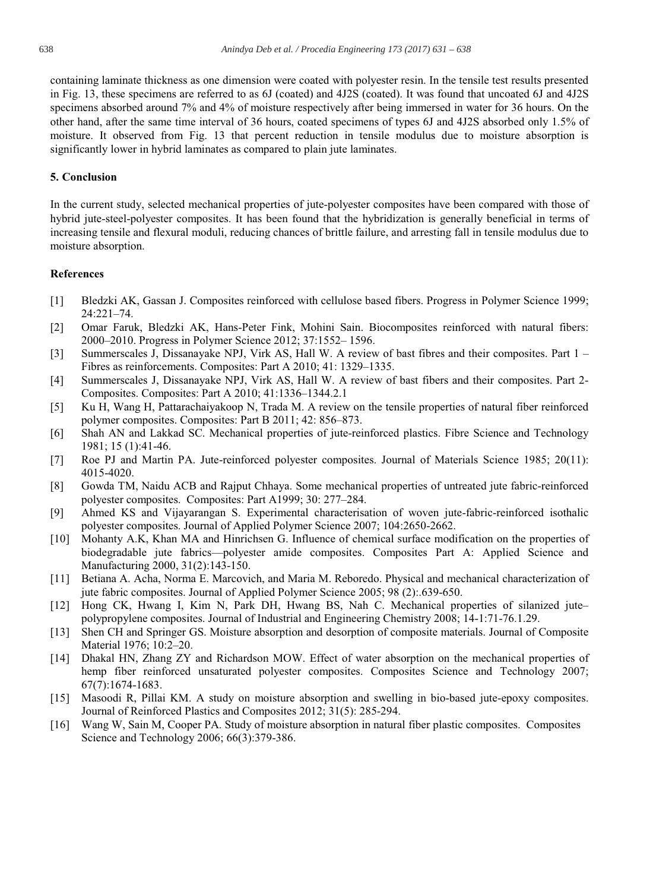containing laminate thickness as one dimension were coated with polyester resin. In the tensile test results presented in Fig. 13, these specimens are referred to as 6J (coated) and 4J2S (coated). It was found that uncoated 6J and 4J2S specimens absorbed around 7% and 4% of moisture respectively after being immersed in water for 36 hours. On the other hand, after the same time interval of 36 hours, coated specimens of types 6J and 4J2S absorbed only 1.5% of moisture. It observed from Fig. 13 that percent reduction in tensile modulus due to moisture absorption is significantly lower in hybrid laminates as compared to plain jute laminates.

## 5. Conclusion

In the current study, selected mechanical properties of jute-polyester composites have been compared with those of hybrid jute-steel-polyester composites. It has been found that the hybridization is generally beneficial in terms of increasing tensile and flexural moduli, reducing chances of brittle failure, and arresting fall in tensile modulus due to moisture absorption.

## References

[1] Bledzki AK, Gassan J. Composites reinforced with cellulose based fibers. Progress in Polymer Science 1999; 24:221–74.

[2] Omar Faruk, Bledzki AK, Hans-Peter Fink, Mohini Sain. Biocomposites reinforced with natural fibers: 2000–2010. Progress in Polymer Science 2012; 37:1552– 1596.

[3] Summerscales J, Dissanayake NPJ, Virk AS, Hall W. A review of bast fibres and their composites. Part 1 – Fibres as reinforcements. Composites: Part A 2010; 41: 1329–1335.

[4] Summerscales J, Dissanayake NPJ, Virk AS, Hall W. A review of bast fibers and their composites. Part 2- Composites. Composites: Part A 2010; 41:1336–1344.2.1

[5] Ku H, Wang H, Pattarachaiyakoop N, Trada M. A review on the tensile properties of natural fiber reinforced polymer composites. Composites: Part B 2011; 42: 856–873.

[6] Shah AN and Lakkad SC. Mechanical properties of jute-reinforced plastics. Fibre Science and Technology 1981; 15 (1):41-46.

[7] Roe PJ and Martin PA. Jute-reinforced polyester composites. Journal of Materials Science 1985; 20(11): 4015-4020.

[8] Gowda TM, Naidu ACB and Rajput Chhaya. Some mechanical properties of untreated jute fabric-reinforced polyester composites. Composites: Part A1999; 30: 277–284.

[9] Ahmed KS and Vijayarangan S. Experimental characterisation of woven jute-fabric-reinforced isothalic polyester composites. Journal of Applied Polymer Science 2007; 104:2650-2662.

[10] Mohanty A.K, Khan MA and Hinrichsen G. Influence of chemical surface modification on the properties of biodegradable jute fabrics—polyester amide composites. Composites Part A: Applied Science and Manufacturing 2000, 31(2):143-150.

[11] Betiana A. Acha, Norma E. Marcovich, and Maria M. Reboredo. Physical and mechanical characterization of jute fabric composites. Journal of Applied Polymer Science 2005; 98 (2):.639-650.

[12] Hong CK, Hwang I, Kim N, Park DH, Hwang BS, Nah C. Mechanical properties of silanized jute–polypropylene composites. Journal of Industrial and Engineering Chemistry 2008; 14-1:71-76.1.29.

[13] Shen CH and Springer GS. Moisture absorption and desorption of composite materials. Journal of Composite Material 1976; 10:2–20.

[14] Dhakal HN, Zhang ZY and Richardson MOW. Effect of water absorption on the mechanical properties of hemp fiber reinforced unsaturated polyester composites. Composites Science and Technology 2007; 67(7):1674-1683.

[15] Masoodi R, Pillai KM. A study on moisture absorption and swelling in bio-based jute-epoxy composites. Journal of Reinforced Plastics and Composites 2012; 31(5): 285-294.

[16] Wang W, Sain M, Cooper PA. Study of moisture absorption in natural fiber plastic composites. Composites Science and Technology 2006; 66(3):379-386.